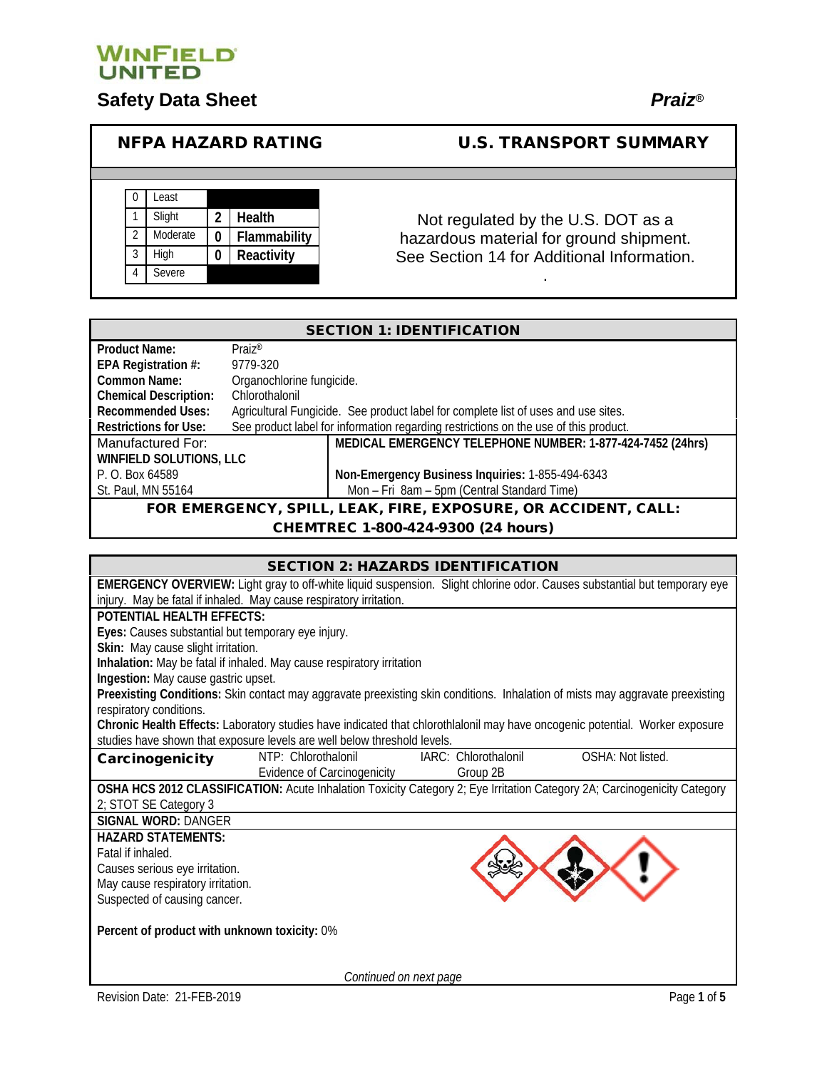WINFIELD UNITED

# Safety Data Sheet — *Praiz®*

## NFPA HAZARD RATING

| | | | |
|---|---|---|---|
| 0 | Least | | |
| 1 | Slight | 2 | Health |
| 2 | Moderate | 0 | Flammability |
| 3 | High | 0 | Reactivity |
| 4 | Severe | | |

## U.S. TRANSPORT SUMMARY

Not regulated by the U.S. DOT as a hazardous material for ground shipment. See Section 14 for Additional Information.

## SECTION 1: IDENTIFICATION

**Product Name:** Praiz®
**EPA Registration #:** 9779-320
**Common Name:** Organochlorine fungicide.
**Chemical Description:** Chlorothalonil
**Recommended Uses:** Agricultural Fungicide. See product label for complete list of uses and use sites.
**Restrictions for Use:** See product label for information regarding restrictions on the use of this product.

Manufactured For:
**WINFIELD SOLUTIONS, LLC**
P. O. Box 64589
St. Paul, MN 55164

**MEDICAL EMERGENCY TELEPHONE NUMBER: 1-877-424-7452 (24hrs)**

**Non-Emergency Business Inquiries:** 1-855-494-6343
Mon – Fri 8am – 5pm (Central Standard Time)

**FOR EMERGENCY, SPILL, LEAK, FIRE, EXPOSURE, OR ACCIDENT, CALL: CHEMTREC 1-800-424-9300 (24 hours)**

## SECTION 2: HAZARDS IDENTIFICATION

**EMERGENCY OVERVIEW:** Light gray to off-white liquid suspension. Slight chlorine odor. Causes substantial but temporary eye injury. May be fatal if inhaled. May cause respiratory irritation.

**POTENTIAL HEALTH EFFECTS:**
**Eyes:** Causes substantial but temporary eye injury.
**Skin:** May cause slight irritation.
**Inhalation:** May be fatal if inhaled. May cause respiratory irritation
**Ingestion:** May cause gastric upset.
**Preexisting Conditions:** Skin contact may aggravate preexisting skin conditions. Inhalation of mists may aggravate preexisting respiratory conditions.
**Chronic Health Effects:** Laboratory studies have indicated that chlorothlalonil may have oncogenic potential. Worker exposure studies have shown that exposure levels are well below threshold levels.

| Carcinogenicity | NTP: Chlorothalonil Evidence of Carcinogenicity | IARC: Chlorothalonil Group 2B | OSHA: Not listed. |
|---|---|---|---|

**OSHA HCS 2012 CLASSIFICATION:** Acute Inhalation Toxicity Category 2; Eye Irritation Category 2A; Carcinogenicity Category 2; STOT SE Category 3

**SIGNAL WORD:** DANGER

**HAZARD STATEMENTS:**
Fatal if inhaled.
Causes serious eye irritation.
May cause respiratory irritation.
Suspected of causing cancer.

**Percent of product with unknown toxicity:** 0%

*Continued on next page*

Revision Date: 21-FEB-2019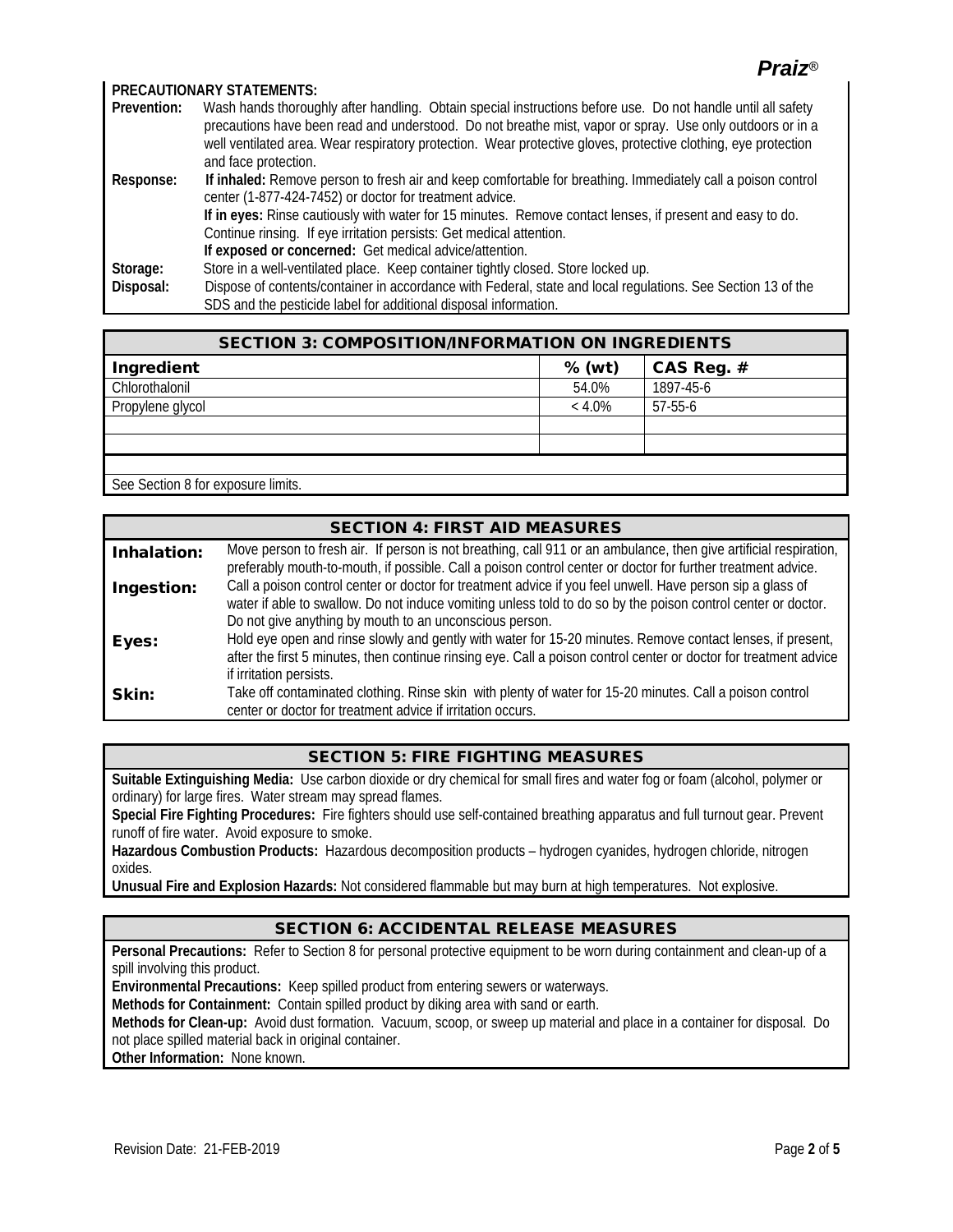**PRECAUTIONARY STATEMENTS:**

**Prevention:** Wash hands thoroughly after handling. Obtain special instructions before use. Do not handle until all safety precautions have been read and understood. Do not breathe mist, vapor or spray. Use only outdoors or in a well ventilated area. Wear respiratory protection. Wear protective gloves, protective clothing, eye protection and face protection.

**Response:** **If inhaled:** Remove person to fresh air and keep comfortable for breathing. Immediately call a poison control center (1-877-424-7452) or doctor for treatment advice.
**If in eyes:** Rinse cautiously with water for 15 minutes. Remove contact lenses, if present and easy to do. Continue rinsing. If eye irritation persists: Get medical attention.
**If exposed or concerned:** Get medical advice/attention.

**Storage:** Store in a well-ventilated place. Keep container tightly closed. Store locked up.

**Disposal:** Dispose of contents/container in accordance with Federal, state and local regulations. See Section 13 of the SDS and the pesticide label for additional disposal information.

## SECTION 3: COMPOSITION/INFORMATION ON INGREDIENTS

| Ingredient | % (wt) | CAS Reg. # |
|---|---|---|
| Chlorothalonil | 54.0% | 1897-45-6 |
| Propylene glycol | < 4.0% | 57-55-6 |
| | | |
| | | |

See Section 8 for exposure limits.

## SECTION 4: FIRST AID MEASURES

**Inhalation:** Move person to fresh air. If person is not breathing, call 911 or an ambulance, then give artificial respiration, preferably mouth-to-mouth, if possible. Call a poison control center or doctor for further treatment advice.

**Ingestion:** Call a poison control center or doctor for treatment advice if you feel unwell. Have person sip a glass of water if able to swallow. Do not induce vomiting unless told to do so by the poison control center or doctor. Do not give anything by mouth to an unconscious person.

**Eyes:** Hold eye open and rinse slowly and gently with water for 15-20 minutes. Remove contact lenses, if present, after the first 5 minutes, then continue rinsing eye. Call a poison control center or doctor for treatment advice if irritation persists.

**Skin:** Take off contaminated clothing. Rinse skin with plenty of water for 15-20 minutes. Call a poison control center or doctor for treatment advice if irritation occurs.

## SECTION 5: FIRE FIGHTING MEASURES

**Suitable Extinguishing Media:** Use carbon dioxide or dry chemical for small fires and water fog or foam (alcohol, polymer or ordinary) for large fires. Water stream may spread flames.

**Special Fire Fighting Procedures:** Fire fighters should use self-contained breathing apparatus and full turnout gear. Prevent runoff of fire water. Avoid exposure to smoke.

**Hazardous Combustion Products:** Hazardous decomposition products – hydrogen cyanides, hydrogen chloride, nitrogen oxides.

**Unusual Fire and Explosion Hazards:** Not considered flammable but may burn at high temperatures. Not explosive.

## SECTION 6: ACCIDENTAL RELEASE MEASURES

**Personal Precautions:** Refer to Section 8 for personal protective equipment to be worn during containment and clean-up of a spill involving this product.

**Environmental Precautions:** Keep spilled product from entering sewers or waterways.

**Methods for Containment:** Contain spilled product by diking area with sand or earth.

**Methods for Clean-up:** Avoid dust formation. Vacuum, scoop, or sweep up material and place in a container for disposal. Do not place spilled material back in original container.

**Other Information:** None known.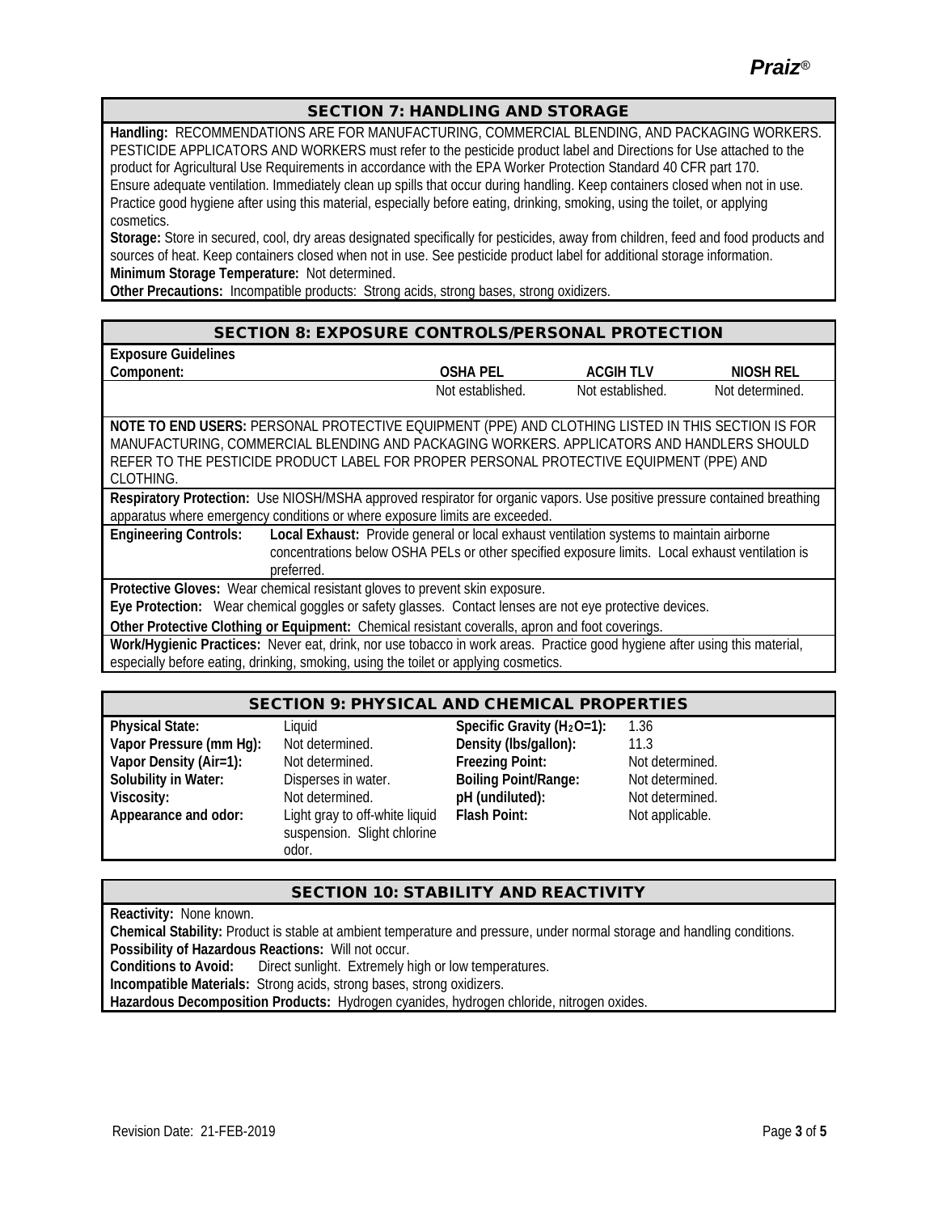## SECTION 7: HANDLING AND STORAGE

**Handling:** RECOMMENDATIONS ARE FOR MANUFACTURING, COMMERCIAL BLENDING, AND PACKAGING WORKERS. PESTICIDE APPLICATORS AND WORKERS must refer to the pesticide product label and Directions for Use attached to the product for Agricultural Use Requirements in accordance with the EPA Worker Protection Standard 40 CFR part 170. Ensure adequate ventilation. Immediately clean up spills that occur during handling. Keep containers closed when not in use. Practice good hygiene after using this material, especially before eating, drinking, smoking, using the toilet, or applying cosmetics.

**Storage:** Store in secured, cool, dry areas designated specifically for pesticides, away from children, feed and food products and sources of heat. Keep containers closed when not in use. See pesticide product label for additional storage information.

**Minimum Storage Temperature:** Not determined.

**Other Precautions:** Incompatible products: Strong acids, strong bases, strong oxidizers.

## SECTION 8: EXPOSURE CONTROLS/PERSONAL PROTECTION

**Exposure Guidelines**

| Component: | OSHA PEL | ACGIH TLV | NIOSH REL |
|---|---|---|---|
| | Not established. | Not established. | Not determined. |

**NOTE TO END USERS:** PERSONAL PROTECTIVE EQUIPMENT (PPE) AND CLOTHING LISTED IN THIS SECTION IS FOR MANUFACTURING, COMMERCIAL BLENDING AND PACKAGING WORKERS. APPLICATORS AND HANDLERS SHOULD REFER TO THE PESTICIDE PRODUCT LABEL FOR PROPER PERSONAL PROTECTIVE EQUIPMENT (PPE) AND CLOTHING.

**Respiratory Protection:** Use NIOSH/MSHA approved respirator for organic vapors. Use positive pressure contained breathing apparatus where emergency conditions or where exposure limits are exceeded.

**Engineering Controls:** **Local Exhaust:** Provide general or local exhaust ventilation systems to maintain airborne concentrations below OSHA PELs or other specified exposure limits. Local exhaust ventilation is preferred.

**Protective Gloves:** Wear chemical resistant gloves to prevent skin exposure.

**Eye Protection:** Wear chemical goggles or safety glasses. Contact lenses are not eye protective devices.

**Other Protective Clothing or Equipment:** Chemical resistant coveralls, apron and foot coverings.

**Work/Hygienic Practices:** Never eat, drink, nor use tobacco in work areas. Practice good hygiene after using this material, especially before eating, drinking, smoking, using the toilet or applying cosmetics.

## SECTION 9: PHYSICAL AND CHEMICAL PROPERTIES

| | | | |
|---|---|---|---|
| **Physical State:** | Liquid | **Specific Gravity ($H_2O$=1):** | 1.36 |
| **Vapor Pressure (mm Hg):** | Not determined. | **Density (lbs/gallon):** | 11.3 |
| **Vapor Density (Air=1):** | Not determined. | **Freezing Point:** | Not determined. |
| **Solubility in Water:** | Disperses in water. | **Boiling Point/Range:** | Not determined. |
| **Viscosity:** | Not determined. | **pH (undiluted):** | Not determined. |
| **Appearance and odor:** | Light gray to off-white liquid suspension. Slight chlorine odor. | **Flash Point:** | Not applicable. |

## SECTION 10: STABILITY AND REACTIVITY

**Reactivity:** None known.

**Chemical Stability:** Product is stable at ambient temperature and pressure, under normal storage and handling conditions.

**Possibility of Hazardous Reactions:** Will not occur.

**Conditions to Avoid:** Direct sunlight. Extremely high or low temperatures.

**Incompatible Materials:** Strong acids, strong bases, strong oxidizers.

**Hazardous Decomposition Products:** Hydrogen cyanides, hydrogen chloride, nitrogen oxides.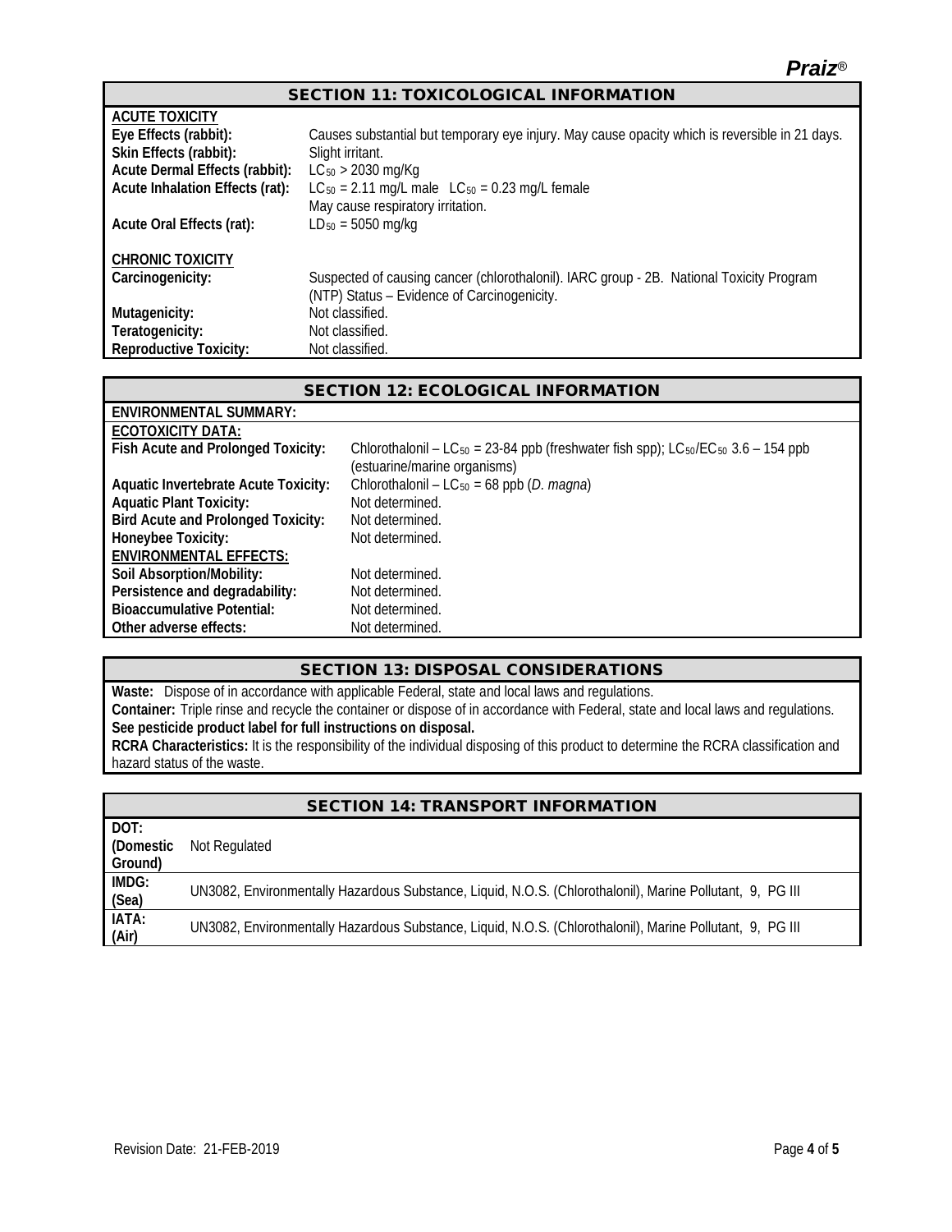## SECTION 11: TOXICOLOGICAL INFORMATION

**ACUTE TOXICITY**

| | |
|---|---|
| **Eye Effects (rabbit):** | Causes substantial but temporary eye injury. May cause opacity which is reversible in 21 days. |
| **Skin Effects (rabbit):** | Slight irritant. |
| **Acute Dermal Effects (rabbit):** | $LC_{50}$ > 2030 mg/Kg |
| **Acute Inhalation Effects (rat):** | $LC_{50}$ = 2.11 mg/L male $LC_{50}$ = 0.23 mg/L female<br>May cause respiratory irritation. |
| **Acute Oral Effects (rat):** | $LD_{50}$ = 5050 mg/kg |

**CHRONIC TOXICITY**

| | |
|---|---|
| **Carcinogenicity:** | Suspected of causing cancer (chlorothalonil). IARC group - 2B. National Toxicity Program (NTP) Status – Evidence of Carcinogenicity. |
| **Mutagenicity:** | Not classified. |
| **Teratogenicity:** | Not classified. |
| **Reproductive Toxicity:** | Not classified. |

## SECTION 12: ECOLOGICAL INFORMATION

**ENVIRONMENTAL SUMMARY:**

**ECOTOXICITY DATA:**

| | |
|---|---|
| **Fish Acute and Prolonged Toxicity:** | Chlorothalonil – $LC_{50}$ = 23-84 ppb (freshwater fish spp); $LC_{50}$/$EC_{50}$ 3.6 – 154 ppb (estuarine/marine organisms) |
| **Aquatic Invertebrate Acute Toxicity:** | Chlorothalonil – $LC_{50}$ = 68 ppb (*D. magna*) |
| **Aquatic Plant Toxicity:** | Not determined. |
| **Bird Acute and Prolonged Toxicity:** | Not determined. |
| **Honeybee Toxicity:** | Not determined. |

**ENVIRONMENTAL EFFECTS:**

| | |
|---|---|
| **Soil Absorption/Mobility:** | Not determined. |
| **Persistence and degradability:** | Not determined. |
| **Bioaccumulative Potential:** | Not determined. |
| **Other adverse effects:** | Not determined. |

## SECTION 13: DISPOSAL CONSIDERATIONS

**Waste:** Dispose of in accordance with applicable Federal, state and local laws and regulations.

**Container:** Triple rinse and recycle the container or dispose of in accordance with Federal, state and local laws and regulations.

**See pesticide product label for full instructions on disposal.**

**RCRA Characteristics:** It is the responsibility of the individual disposing of this product to determine the RCRA classification and hazard status of the waste.

## SECTION 14: TRANSPORT INFORMATION

| | |
|---|---|
| **DOT: (Domestic Ground)** | Not Regulated |
| **IMDG: (Sea)** | UN3082, Environmentally Hazardous Substance, Liquid, N.O.S. (Chlorothalonil), Marine Pollutant, 9, PG III |
| **IATA: (Air)** | UN3082, Environmentally Hazardous Substance, Liquid, N.O.S. (Chlorothalonil), Marine Pollutant, 9, PG III |

Revision Date: 21-FEB-2019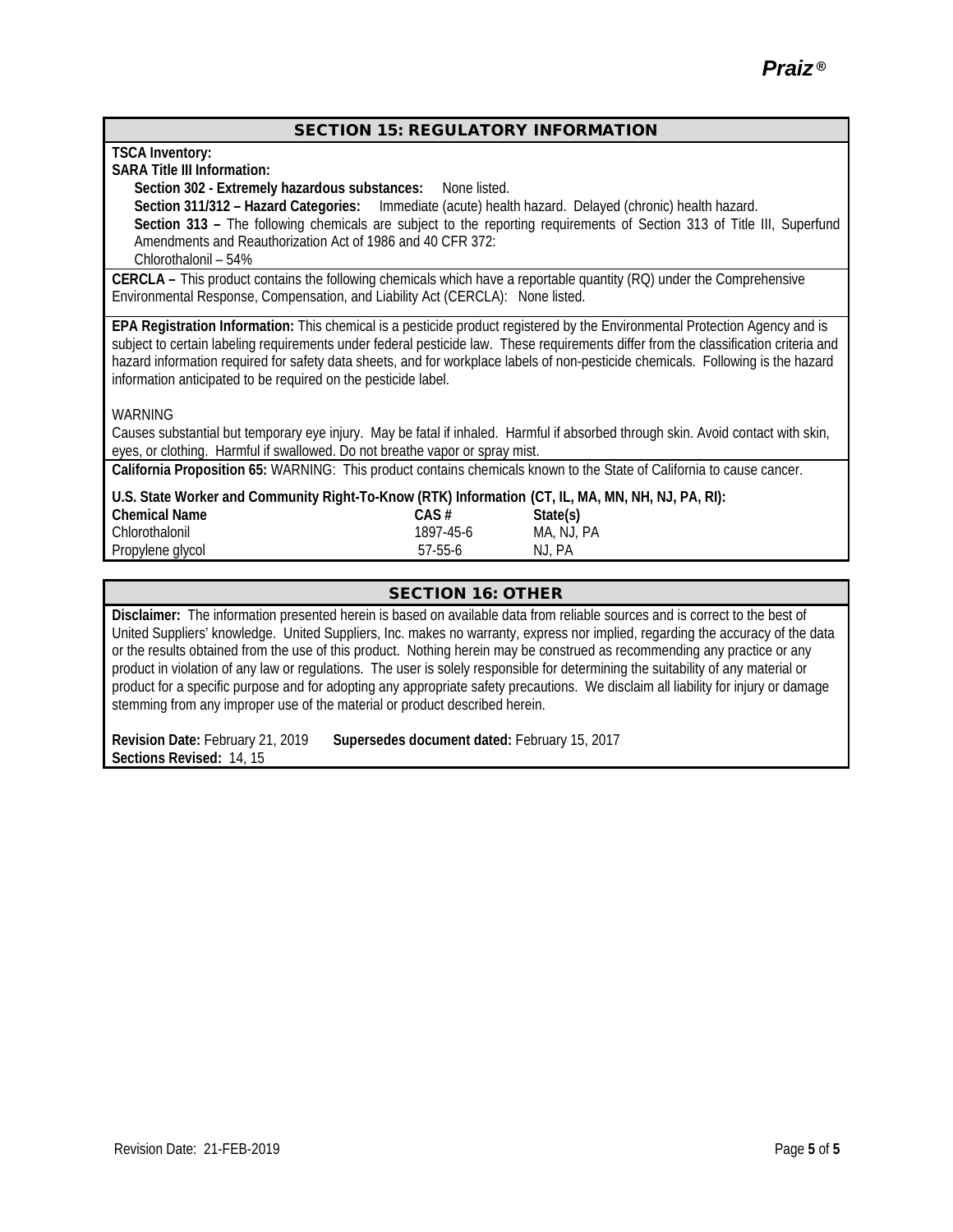## SECTION 15: REGULATORY INFORMATION

**TSCA Inventory:**

**SARA Title III Information:**

**Section 302 - Extremely hazardous substances:** None listed.

**Section 311/312 – Hazard Categories:** Immediate (acute) health hazard. Delayed (chronic) health hazard.

**Section 313 –** The following chemicals are subject to the reporting requirements of Section 313 of Title III, Superfund Amendments and Reauthorization Act of 1986 and 40 CFR 372:

Chlorothalonil – 54%

**CERCLA –** This product contains the following chemicals which have a reportable quantity (RQ) under the Comprehensive Environmental Response, Compensation, and Liability Act (CERCLA): None listed.

**EPA Registration Information:** This chemical is a pesticide product registered by the Environmental Protection Agency and is subject to certain labeling requirements under federal pesticide law. These requirements differ from the classification criteria and hazard information required for safety data sheets, and for workplace labels of non-pesticide chemicals. Following is the hazard information anticipated to be required on the pesticide label.

WARNING

Causes substantial but temporary eye injury. May be fatal if inhaled. Harmful if absorbed through skin. Avoid contact with skin, eyes, or clothing. Harmful if swallowed. Do not breathe vapor or spray mist.

**California Proposition 65:** WARNING: This product contains chemicals known to the State of California to cause cancer.

**U.S. State Worker and Community Right-To-Know (RTK) Information (CT, IL, MA, MN, NH, NJ, PA, RI):**

| Chemical Name | CAS # | State(s) |
|---|---|---|
| Chlorothalonil | 1897-45-6 | MA, NJ, PA |
| Propylene glycol | 57-55-6 | NJ, PA |

## SECTION 16: OTHER

**Disclaimer:** The information presented herein is based on available data from reliable sources and is correct to the best of United Suppliers' knowledge. United Suppliers, Inc. makes no warranty, express nor implied, regarding the accuracy of the data or the results obtained from the use of this product. Nothing herein may be construed as recommending any practice or any product in violation of any law or regulations. The user is solely responsible for determining the suitability of any material or product for a specific purpose and for adopting any appropriate safety precautions. We disclaim all liability for injury or damage stemming from any improper use of the material or product described herein.

**Revision Date:** February 21, 2019 **Supersedes document dated:** February 15, 2017

**Sections Revised:** 14, 15